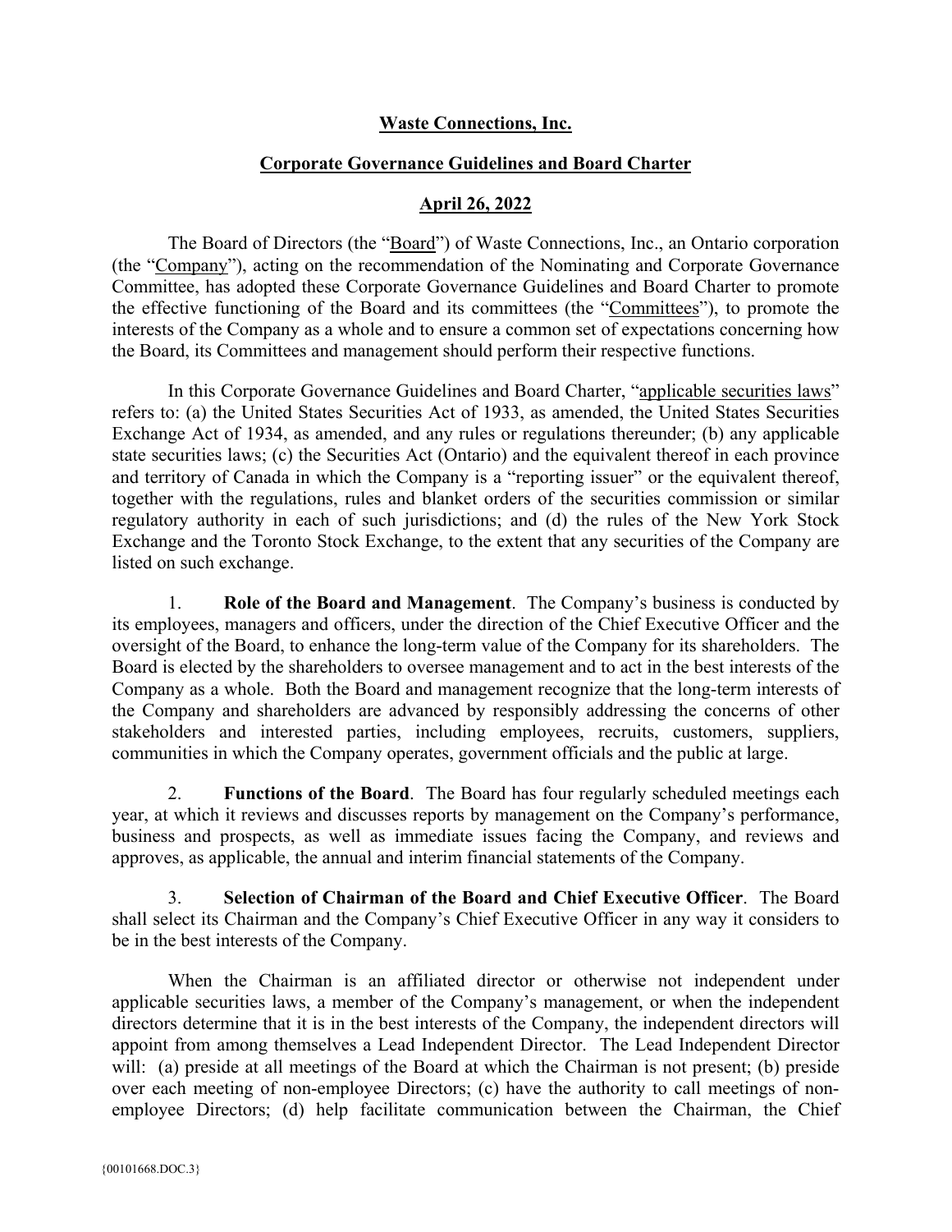**Waste Connections, Inc.**

**Corporate Governance Guidelines and Board Charter**

**April 26, 2022**

The Board of Directors (the "Board") of Waste Connections, Inc., an Ontario corporation (the "Company"), acting on the recommendation of the Nominating and Corporate Governance Committee, has adopted these Corporate Governance Guidelines and Board Charter to promote the effective functioning of the Board and its committees (the "Committees"), to promote the interests of the Company as a whole and to ensure a common set of expectations concerning how the Board, its Committees and management should perform their respective functions.

In this Corporate Governance Guidelines and Board Charter, "applicable securities laws" refers to: (a) the United States Securities Act of 1933, as amended, the United States Securities Exchange Act of 1934, as amended, and any rules or regulations thereunder; (b) any applicable state securities laws; (c) the Securities Act (Ontario) and the equivalent thereof in each province and territory of Canada in which the Company is a "reporting issuer" or the equivalent thereof, together with the regulations, rules and blanket orders of the securities commission or similar regulatory authority in each of such jurisdictions; and (d) the rules of the New York Stock Exchange and the Toronto Stock Exchange, to the extent that any securities of the Company are listed on such exchange.

1. **Role of the Board and Management**. The Company's business is conducted by its employees, managers and officers, under the direction of the Chief Executive Officer and the oversight of the Board, to enhance the long-term value of the Company for its shareholders. The Board is elected by the shareholders to oversee management and to act in the best interests of the Company as a whole. Both the Board and management recognize that the long-term interests of the Company and shareholders are advanced by responsibly addressing the concerns of other stakeholders and interested parties, including employees, recruits, customers, suppliers, communities in which the Company operates, government officials and the public at large.

2. **Functions of the Board**. The Board has four regularly scheduled meetings each year, at which it reviews and discusses reports by management on the Company's performance, business and prospects, as well as immediate issues facing the Company, and reviews and approves, as applicable, the annual and interim financial statements of the Company.

3. **Selection of Chairman of the Board and Chief Executive Officer**. The Board shall select its Chairman and the Company's Chief Executive Officer in any way it considers to be in the best interests of the Company.

When the Chairman is an affiliated director or otherwise not independent under applicable securities laws, a member of the Company's management, or when the independent directors determine that it is in the best interests of the Company, the independent directors will appoint from among themselves a Lead Independent Director. The Lead Independent Director will: (a) preside at all meetings of the Board at which the Chairman is not present; (b) preside over each meeting of non-employee Directors; (c) have the authority to call meetings of non-employee Directors; (d) help facilitate communication between the Chairman, the Chief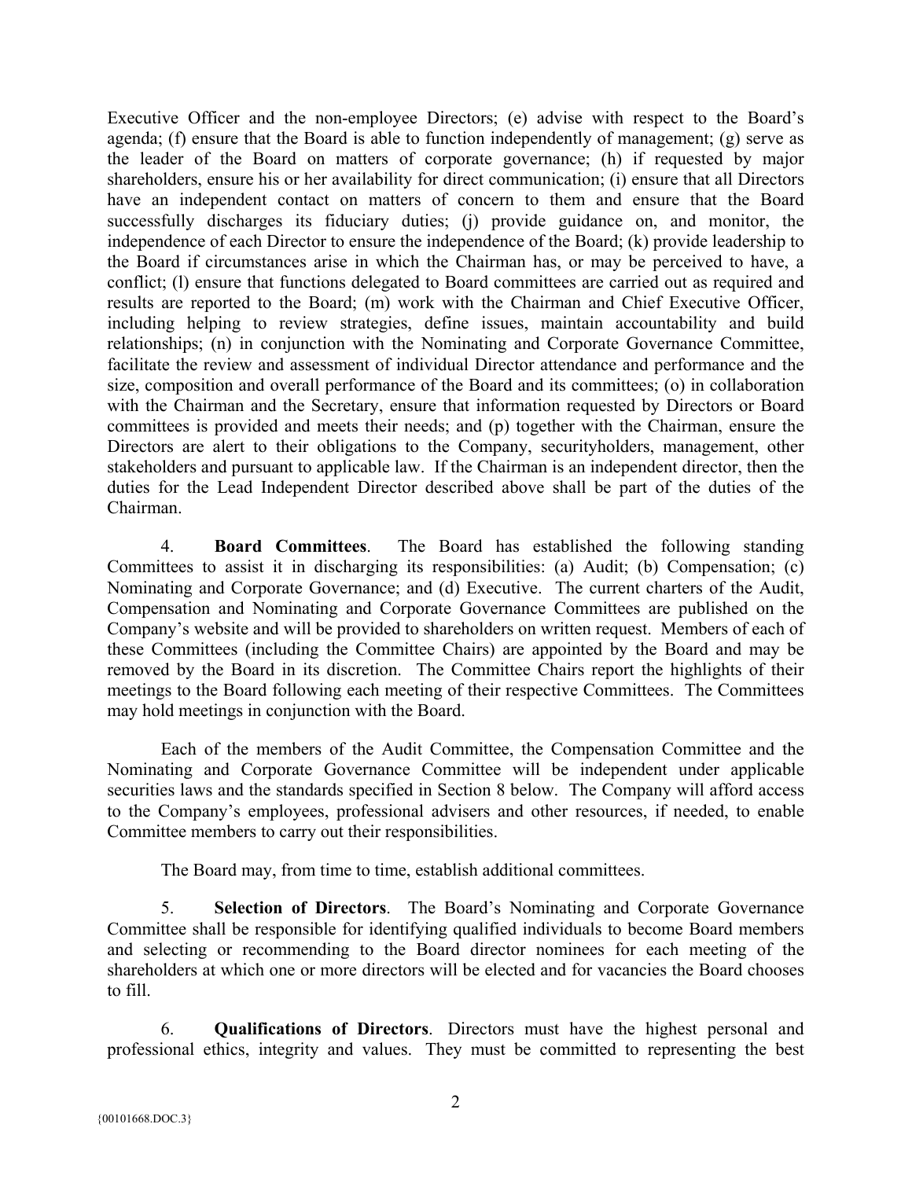Executive Officer and the non-employee Directors; (e) advise with respect to the Board's agenda; (f) ensure that the Board is able to function independently of management; (g) serve as the leader of the Board on matters of corporate governance; (h) if requested by major shareholders, ensure his or her availability for direct communication; (i) ensure that all Directors have an independent contact on matters of concern to them and ensure that the Board successfully discharges its fiduciary duties; (j) provide guidance on, and monitor, the independence of each Director to ensure the independence of the Board; (k) provide leadership to the Board if circumstances arise in which the Chairman has, or may be perceived to have, a conflict; (l) ensure that functions delegated to Board committees are carried out as required and results are reported to the Board; (m) work with the Chairman and Chief Executive Officer, including helping to review strategies, define issues, maintain accountability and build relationships; (n) in conjunction with the Nominating and Corporate Governance Committee, facilitate the review and assessment of individual Director attendance and performance and the size, composition and overall performance of the Board and its committees; (o) in collaboration with the Chairman and the Secretary, ensure that information requested by Directors or Board committees is provided and meets their needs; and (p) together with the Chairman, ensure the Directors are alert to their obligations to the Company, securityholders, management, other stakeholders and pursuant to applicable law. If the Chairman is an independent director, then the duties for the Lead Independent Director described above shall be part of the duties of the Chairman.

4. **Board Committees**. The Board has established the following standing Committees to assist it in discharging its responsibilities: (a) Audit; (b) Compensation; (c) Nominating and Corporate Governance; and (d) Executive. The current charters of the Audit, Compensation and Nominating and Corporate Governance Committees are published on the Company's website and will be provided to shareholders on written request. Members of each of these Committees (including the Committee Chairs) are appointed by the Board and may be removed by the Board in its discretion. The Committee Chairs report the highlights of their meetings to the Board following each meeting of their respective Committees. The Committees may hold meetings in conjunction with the Board.

Each of the members of the Audit Committee, the Compensation Committee and the Nominating and Corporate Governance Committee will be independent under applicable securities laws and the standards specified in Section 8 below. The Company will afford access to the Company's employees, professional advisers and other resources, if needed, to enable Committee members to carry out their responsibilities.

The Board may, from time to time, establish additional committees.

5. **Selection of Directors**. The Board's Nominating and Corporate Governance Committee shall be responsible for identifying qualified individuals to become Board members and selecting or recommending to the Board director nominees for each meeting of the shareholders at which one or more directors will be elected and for vacancies the Board chooses to fill.

6. **Qualifications of Directors**. Directors must have the highest personal and professional ethics, integrity and values. They must be committed to representing the best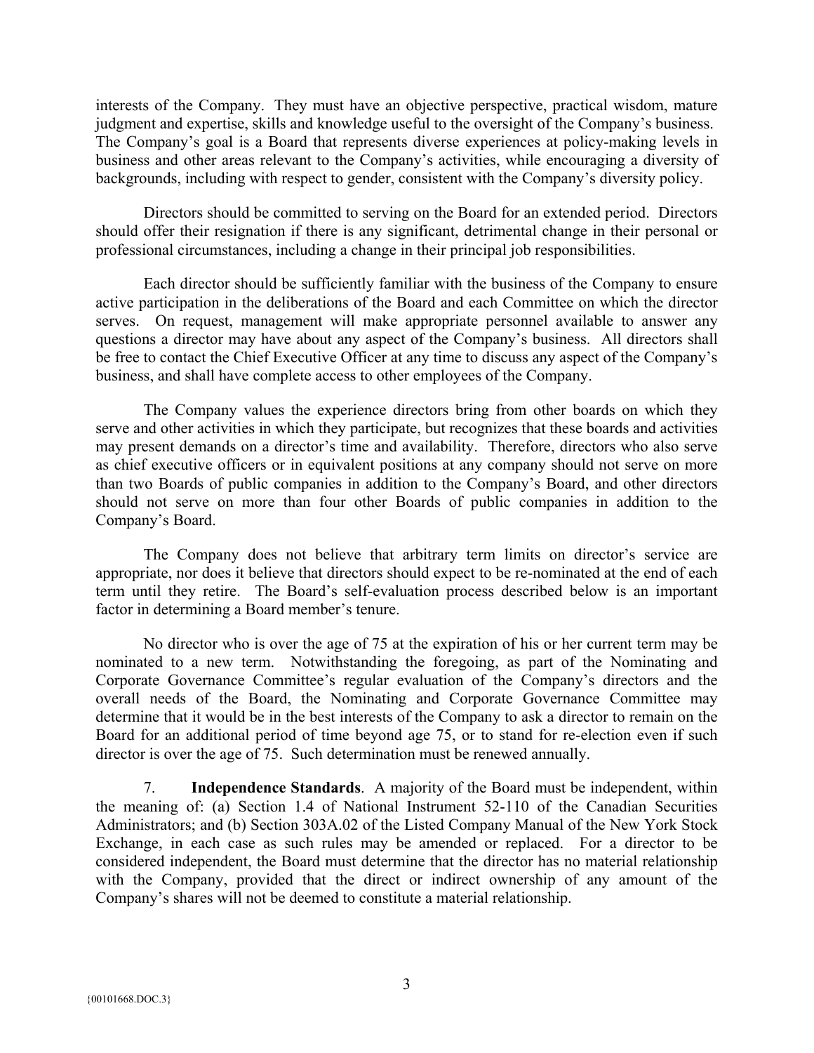interests of the Company. They must have an objective perspective, practical wisdom, mature judgment and expertise, skills and knowledge useful to the oversight of the Company's business. The Company's goal is a Board that represents diverse experiences at policy-making levels in business and other areas relevant to the Company's activities, while encouraging a diversity of backgrounds, including with respect to gender, consistent with the Company's diversity policy.

Directors should be committed to serving on the Board for an extended period. Directors should offer their resignation if there is any significant, detrimental change in their personal or professional circumstances, including a change in their principal job responsibilities.

Each director should be sufficiently familiar with the business of the Company to ensure active participation in the deliberations of the Board and each Committee on which the director serves. On request, management will make appropriate personnel available to answer any questions a director may have about any aspect of the Company's business. All directors shall be free to contact the Chief Executive Officer at any time to discuss any aspect of the Company's business, and shall have complete access to other employees of the Company.

The Company values the experience directors bring from other boards on which they serve and other activities in which they participate, but recognizes that these boards and activities may present demands on a director's time and availability. Therefore, directors who also serve as chief executive officers or in equivalent positions at any company should not serve on more than two Boards of public companies in addition to the Company's Board, and other directors should not serve on more than four other Boards of public companies in addition to the Company's Board.

The Company does not believe that arbitrary term limits on director's service are appropriate, nor does it believe that directors should expect to be re-nominated at the end of each term until they retire. The Board's self-evaluation process described below is an important factor in determining a Board member's tenure.

No director who is over the age of 75 at the expiration of his or her current term may be nominated to a new term. Notwithstanding the foregoing, as part of the Nominating and Corporate Governance Committee's regular evaluation of the Company's directors and the overall needs of the Board, the Nominating and Corporate Governance Committee may determine that it would be in the best interests of the Company to ask a director to remain on the Board for an additional period of time beyond age 75, or to stand for re-election even if such director is over the age of 75. Such determination must be renewed annually.

7. **Independence Standards**. A majority of the Board must be independent, within the meaning of: (a) Section 1.4 of National Instrument 52-110 of the Canadian Securities Administrators; and (b) Section 303A.02 of the Listed Company Manual of the New York Stock Exchange, in each case as such rules may be amended or replaced. For a director to be considered independent, the Board must determine that the director has no material relationship with the Company, provided that the direct or indirect ownership of any amount of the Company's shares will not be deemed to constitute a material relationship.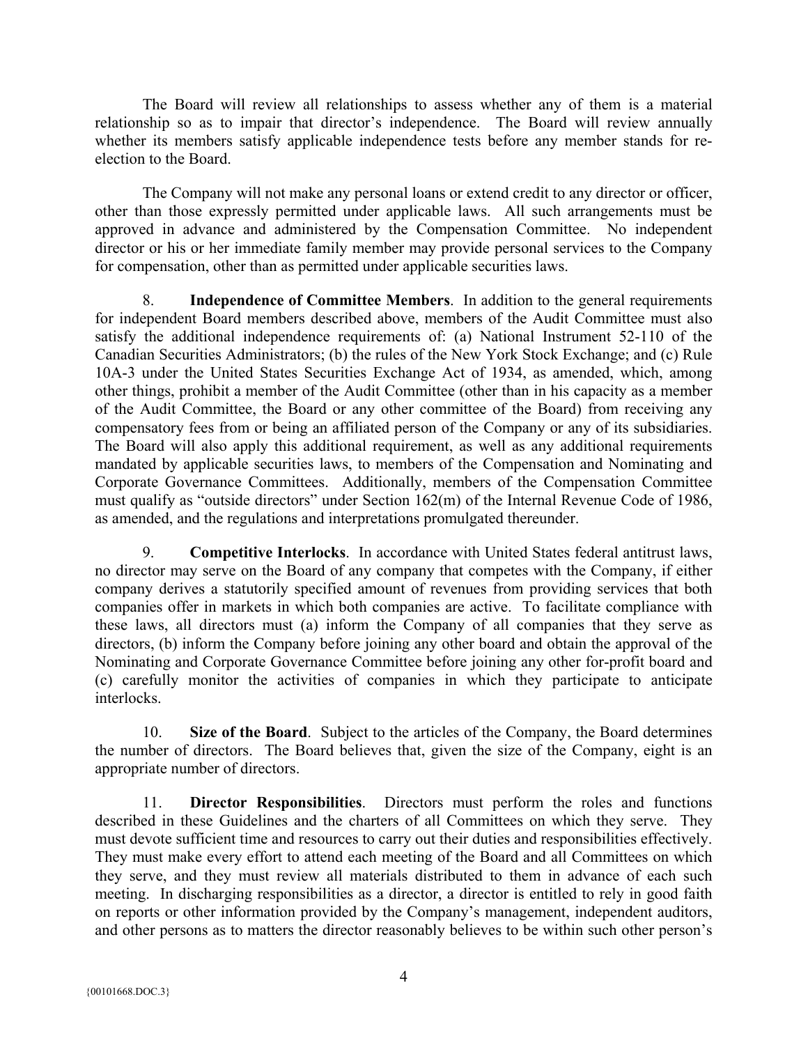The Board will review all relationships to assess whether any of them is a material relationship so as to impair that director's independence. The Board will review annually whether its members satisfy applicable independence tests before any member stands for re-election to the Board.

The Company will not make any personal loans or extend credit to any director or officer, other than those expressly permitted under applicable laws. All such arrangements must be approved in advance and administered by the Compensation Committee. No independent director or his or her immediate family member may provide personal services to the Company for compensation, other than as permitted under applicable securities laws.

8. **Independence of Committee Members**. In addition to the general requirements for independent Board members described above, members of the Audit Committee must also satisfy the additional independence requirements of: (a) National Instrument 52-110 of the Canadian Securities Administrators; (b) the rules of the New York Stock Exchange; and (c) Rule 10A-3 under the United States Securities Exchange Act of 1934, as amended, which, among other things, prohibit a member of the Audit Committee (other than in his capacity as a member of the Audit Committee, the Board or any other committee of the Board) from receiving any compensatory fees from or being an affiliated person of the Company or any of its subsidiaries. The Board will also apply this additional requirement, as well as any additional requirements mandated by applicable securities laws, to members of the Compensation and Nominating and Corporate Governance Committees. Additionally, members of the Compensation Committee must qualify as "outside directors" under Section 162(m) of the Internal Revenue Code of 1986, as amended, and the regulations and interpretations promulgated thereunder.

9. **Competitive Interlocks**. In accordance with United States federal antitrust laws, no director may serve on the Board of any company that competes with the Company, if either company derives a statutorily specified amount of revenues from providing services that both companies offer in markets in which both companies are active. To facilitate compliance with these laws, all directors must (a) inform the Company of all companies that they serve as directors, (b) inform the Company before joining any other board and obtain the approval of the Nominating and Corporate Governance Committee before joining any other for-profit board and (c) carefully monitor the activities of companies in which they participate to anticipate interlocks.

10. **Size of the Board**. Subject to the articles of the Company, the Board determines the number of directors. The Board believes that, given the size of the Company, eight is an appropriate number of directors.

11. **Director Responsibilities**. Directors must perform the roles and functions described in these Guidelines and the charters of all Committees on which they serve. They must devote sufficient time and resources to carry out their duties and responsibilities effectively. They must make every effort to attend each meeting of the Board and all Committees on which they serve, and they must review all materials distributed to them in advance of each such meeting. In discharging responsibilities as a director, a director is entitled to rely in good faith on reports or other information provided by the Company's management, independent auditors, and other persons as to matters the director reasonably believes to be within such other person's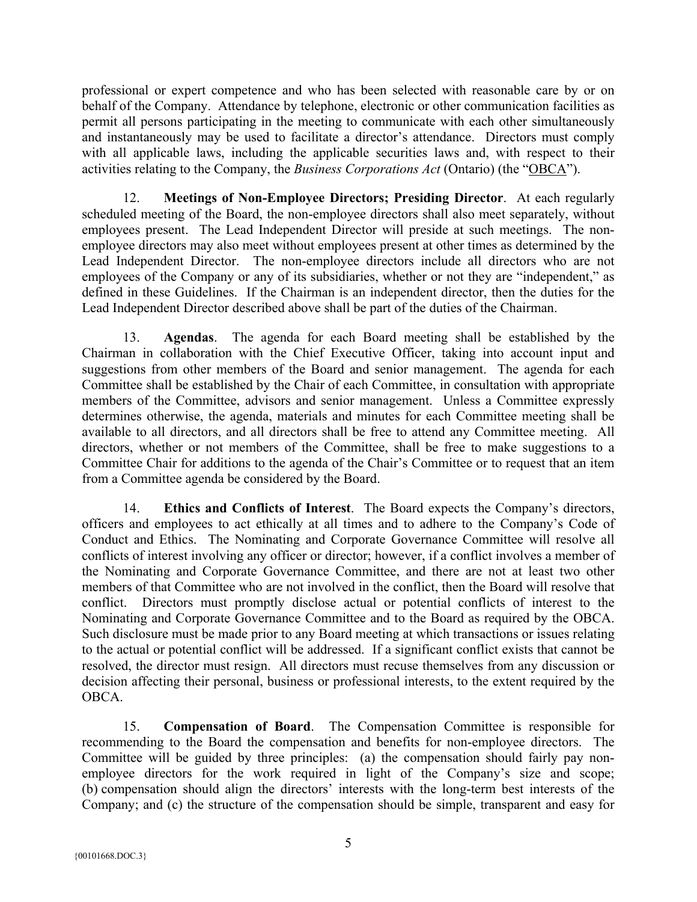professional or expert competence and who has been selected with reasonable care by or on behalf of the Company. Attendance by telephone, electronic or other communication facilities as permit all persons participating in the meeting to communicate with each other simultaneously and instantaneously may be used to facilitate a director's attendance. Directors must comply with all applicable laws, including the applicable securities laws and, with respect to their activities relating to the Company, the *Business Corporations Act* (Ontario) (the "OBCA").

12. **Meetings of Non-Employee Directors; Presiding Director**. At each regularly scheduled meeting of the Board, the non-employee directors shall also meet separately, without employees present. The Lead Independent Director will preside at such meetings. The non-employee directors may also meet without employees present at other times as determined by the Lead Independent Director. The non-employee directors include all directors who are not employees of the Company or any of its subsidiaries, whether or not they are "independent," as defined in these Guidelines. If the Chairman is an independent director, then the duties for the Lead Independent Director described above shall be part of the duties of the Chairman.

13. **Agendas**. The agenda for each Board meeting shall be established by the Chairman in collaboration with the Chief Executive Officer, taking into account input and suggestions from other members of the Board and senior management. The agenda for each Committee shall be established by the Chair of each Committee, in consultation with appropriate members of the Committee, advisors and senior management. Unless a Committee expressly determines otherwise, the agenda, materials and minutes for each Committee meeting shall be available to all directors, and all directors shall be free to attend any Committee meeting. All directors, whether or not members of the Committee, shall be free to make suggestions to a Committee Chair for additions to the agenda of the Chair's Committee or to request that an item from a Committee agenda be considered by the Board.

14. **Ethics and Conflicts of Interest**. The Board expects the Company's directors, officers and employees to act ethically at all times and to adhere to the Company's Code of Conduct and Ethics. The Nominating and Corporate Governance Committee will resolve all conflicts of interest involving any officer or director; however, if a conflict involves a member of the Nominating and Corporate Governance Committee, and there are not at least two other members of that Committee who are not involved in the conflict, then the Board will resolve that conflict. Directors must promptly disclose actual or potential conflicts of interest to the Nominating and Corporate Governance Committee and to the Board as required by the OBCA. Such disclosure must be made prior to any Board meeting at which transactions or issues relating to the actual or potential conflict will be addressed. If a significant conflict exists that cannot be resolved, the director must resign. All directors must recuse themselves from any discussion or decision affecting their personal, business or professional interests, to the extent required by the OBCA.

15. **Compensation of Board**. The Compensation Committee is responsible for recommending to the Board the compensation and benefits for non-employee directors. The Committee will be guided by three principles: (a) the compensation should fairly pay non-employee directors for the work required in light of the Company's size and scope; (b) compensation should align the directors' interests with the long-term best interests of the Company; and (c) the structure of the compensation should be simple, transparent and easy for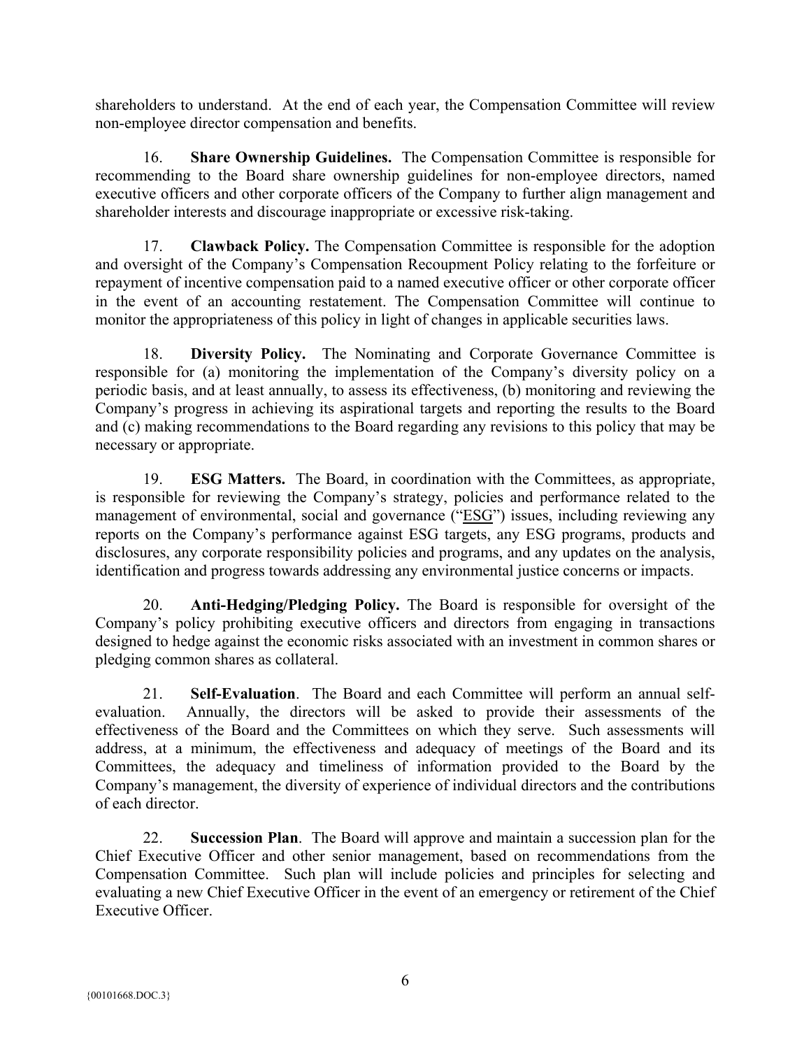shareholders to understand. At the end of each year, the Compensation Committee will review non-employee director compensation and benefits.

16. **Share Ownership Guidelines.** The Compensation Committee is responsible for recommending to the Board share ownership guidelines for non-employee directors, named executive officers and other corporate officers of the Company to further align management and shareholder interests and discourage inappropriate or excessive risk-taking.

17. **Clawback Policy.** The Compensation Committee is responsible for the adoption and oversight of the Company's Compensation Recoupment Policy relating to the forfeiture or repayment of incentive compensation paid to a named executive officer or other corporate officer in the event of an accounting restatement. The Compensation Committee will continue to monitor the appropriateness of this policy in light of changes in applicable securities laws.

18. **Diversity Policy.** The Nominating and Corporate Governance Committee is responsible for (a) monitoring the implementation of the Company's diversity policy on a periodic basis, and at least annually, to assess its effectiveness, (b) monitoring and reviewing the Company's progress in achieving its aspirational targets and reporting the results to the Board and (c) making recommendations to the Board regarding any revisions to this policy that may be necessary or appropriate.

19. **ESG Matters.** The Board, in coordination with the Committees, as appropriate, is responsible for reviewing the Company's strategy, policies and performance related to the management of environmental, social and governance ("ESG") issues, including reviewing any reports on the Company's performance against ESG targets, any ESG programs, products and disclosures, any corporate responsibility policies and programs, and any updates on the analysis, identification and progress towards addressing any environmental justice concerns or impacts.

20. **Anti-Hedging/Pledging Policy.** The Board is responsible for oversight of the Company's policy prohibiting executive officers and directors from engaging in transactions designed to hedge against the economic risks associated with an investment in common shares or pledging common shares as collateral.

21. **Self-Evaluation**. The Board and each Committee will perform an annual self-evaluation. Annually, the directors will be asked to provide their assessments of the effectiveness of the Board and the Committees on which they serve. Such assessments will address, at a minimum, the effectiveness and adequacy of meetings of the Board and its Committees, the adequacy and timeliness of information provided to the Board by the Company's management, the diversity of experience of individual directors and the contributions of each director.

22. **Succession Plan**. The Board will approve and maintain a succession plan for the Chief Executive Officer and other senior management, based on recommendations from the Compensation Committee. Such plan will include policies and principles for selecting and evaluating a new Chief Executive Officer in the event of an emergency or retirement of the Chief Executive Officer.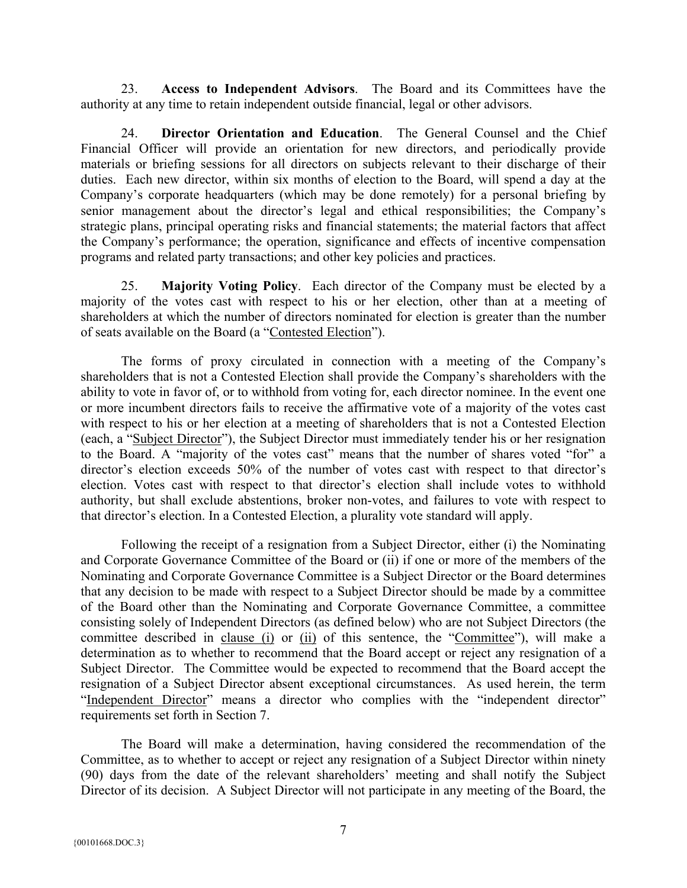23. **Access to Independent Advisors**. The Board and its Committees have the authority at any time to retain independent outside financial, legal or other advisors.

24. **Director Orientation and Education**. The General Counsel and the Chief Financial Officer will provide an orientation for new directors, and periodically provide materials or briefing sessions for all directors on subjects relevant to their discharge of their duties. Each new director, within six months of election to the Board, will spend a day at the Company's corporate headquarters (which may be done remotely) for a personal briefing by senior management about the director's legal and ethical responsibilities; the Company's strategic plans, principal operating risks and financial statements; the material factors that affect the Company's performance; the operation, significance and effects of incentive compensation programs and related party transactions; and other key policies and practices.

25. **Majority Voting Policy**. Each director of the Company must be elected by a majority of the votes cast with respect to his or her election, other than at a meeting of shareholders at which the number of directors nominated for election is greater than the number of seats available on the Board (a "Contested Election").

The forms of proxy circulated in connection with a meeting of the Company's shareholders that is not a Contested Election shall provide the Company's shareholders with the ability to vote in favor of, or to withhold from voting for, each director nominee. In the event one or more incumbent directors fails to receive the affirmative vote of a majority of the votes cast with respect to his or her election at a meeting of shareholders that is not a Contested Election (each, a "Subject Director"), the Subject Director must immediately tender his or her resignation to the Board. A "majority of the votes cast" means that the number of shares voted "for" a director's election exceeds 50% of the number of votes cast with respect to that director's election. Votes cast with respect to that director's election shall include votes to withhold authority, but shall exclude abstentions, broker non-votes, and failures to vote with respect to that director's election. In a Contested Election, a plurality vote standard will apply.

Following the receipt of a resignation from a Subject Director, either (i) the Nominating and Corporate Governance Committee of the Board or (ii) if one or more of the members of the Nominating and Corporate Governance Committee is a Subject Director or the Board determines that any decision to be made with respect to a Subject Director should be made by a committee of the Board other than the Nominating and Corporate Governance Committee, a committee consisting solely of Independent Directors (as defined below) who are not Subject Directors (the committee described in clause (i) or (ii) of this sentence, the "Committee"), will make a determination as to whether to recommend that the Board accept or reject any resignation of a Subject Director. The Committee would be expected to recommend that the Board accept the resignation of a Subject Director absent exceptional circumstances. As used herein, the term "Independent Director" means a director who complies with the "independent director" requirements set forth in Section 7.

The Board will make a determination, having considered the recommendation of the Committee, as to whether to accept or reject any resignation of a Subject Director within ninety (90) days from the date of the relevant shareholders' meeting and shall notify the Subject Director of its decision. A Subject Director will not participate in any meeting of the Board, the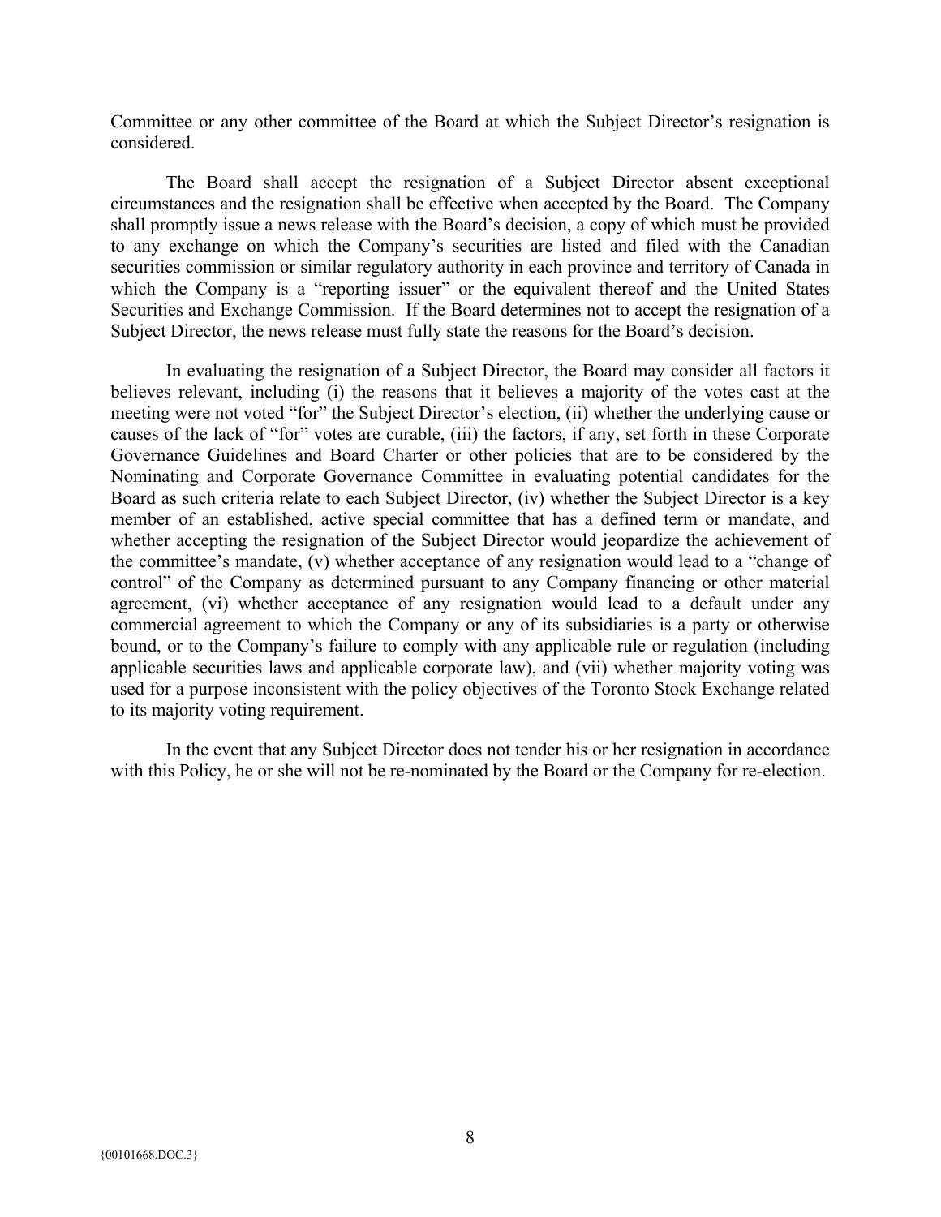Committee or any other committee of the Board at which the Subject Director's resignation is considered.

The Board shall accept the resignation of a Subject Director absent exceptional circumstances and the resignation shall be effective when accepted by the Board. The Company shall promptly issue a news release with the Board's decision, a copy of which must be provided to any exchange on which the Company's securities are listed and filed with the Canadian securities commission or similar regulatory authority in each province and territory of Canada in which the Company is a "reporting issuer" or the equivalent thereof and the United States Securities and Exchange Commission. If the Board determines not to accept the resignation of a Subject Director, the news release must fully state the reasons for the Board's decision.

In evaluating the resignation of a Subject Director, the Board may consider all factors it believes relevant, including (i) the reasons that it believes a majority of the votes cast at the meeting were not voted "for" the Subject Director's election, (ii) whether the underlying cause or causes of the lack of "for" votes are curable, (iii) the factors, if any, set forth in these Corporate Governance Guidelines and Board Charter or other policies that are to be considered by the Nominating and Corporate Governance Committee in evaluating potential candidates for the Board as such criteria relate to each Subject Director, (iv) whether the Subject Director is a key member of an established, active special committee that has a defined term or mandate, and whether accepting the resignation of the Subject Director would jeopardize the achievement of the committee's mandate, (v) whether acceptance of any resignation would lead to a "change of control" of the Company as determined pursuant to any Company financing or other material agreement, (vi) whether acceptance of any resignation would lead to a default under any commercial agreement to which the Company or any of its subsidiaries is a party or otherwise bound, or to the Company's failure to comply with any applicable rule or regulation (including applicable securities laws and applicable corporate law), and (vii) whether majority voting was used for a purpose inconsistent with the policy objectives of the Toronto Stock Exchange related to its majority voting requirement.

In the event that any Subject Director does not tender his or her resignation in accordance with this Policy, he or she will not be re-nominated by the Board or the Company for re-election.

{00101668.DOC.3}